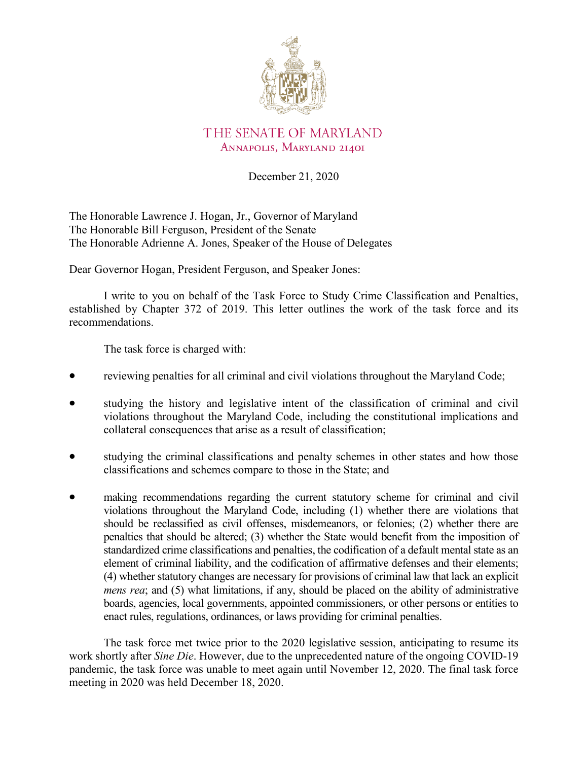THE SENATE OF MARYLAND
ANNAPOLIS, MARYLAND 21401

December 21, 2020

The Honorable Lawrence J. Hogan, Jr., Governor of Maryland
The Honorable Bill Ferguson, President of the Senate
The Honorable Adrienne A. Jones, Speaker of the House of Delegates

Dear Governor Hogan, President Ferguson, and Speaker Jones:

I write to you on behalf of the Task Force to Study Crime Classification and Penalties, established by Chapter 372 of 2019. This letter outlines the work of the task force and its recommendations.

The task force is charged with:

- reviewing penalties for all criminal and civil violations throughout the Maryland Code;
- studying the history and legislative intent of the classification of criminal and civil violations throughout the Maryland Code, including the constitutional implications and collateral consequences that arise as a result of classification;
- studying the criminal classifications and penalty schemes in other states and how those classifications and schemes compare to those in the State; and
- making recommendations regarding the current statutory scheme for criminal and civil violations throughout the Maryland Code, including (1) whether there are violations that should be reclassified as civil offenses, misdemeanors, or felonies; (2) whether there are penalties that should be altered; (3) whether the State would benefit from the imposition of standardized crime classifications and penalties, the codification of a default mental state as an element of criminal liability, and the codification of affirmative defenses and their elements; (4) whether statutory changes are necessary for provisions of criminal law that lack an explicit *mens rea*; and (5) what limitations, if any, should be placed on the ability of administrative boards, agencies, local governments, appointed commissioners, or other persons or entities to enact rules, regulations, ordinances, or laws providing for criminal penalties.

The task force met twice prior to the 2020 legislative session, anticipating to resume its work shortly after *Sine Die*. However, due to the unprecedented nature of the ongoing COVID-19 pandemic, the task force was unable to meet again until November 12, 2020. The final task force meeting in 2020 was held December 18, 2020.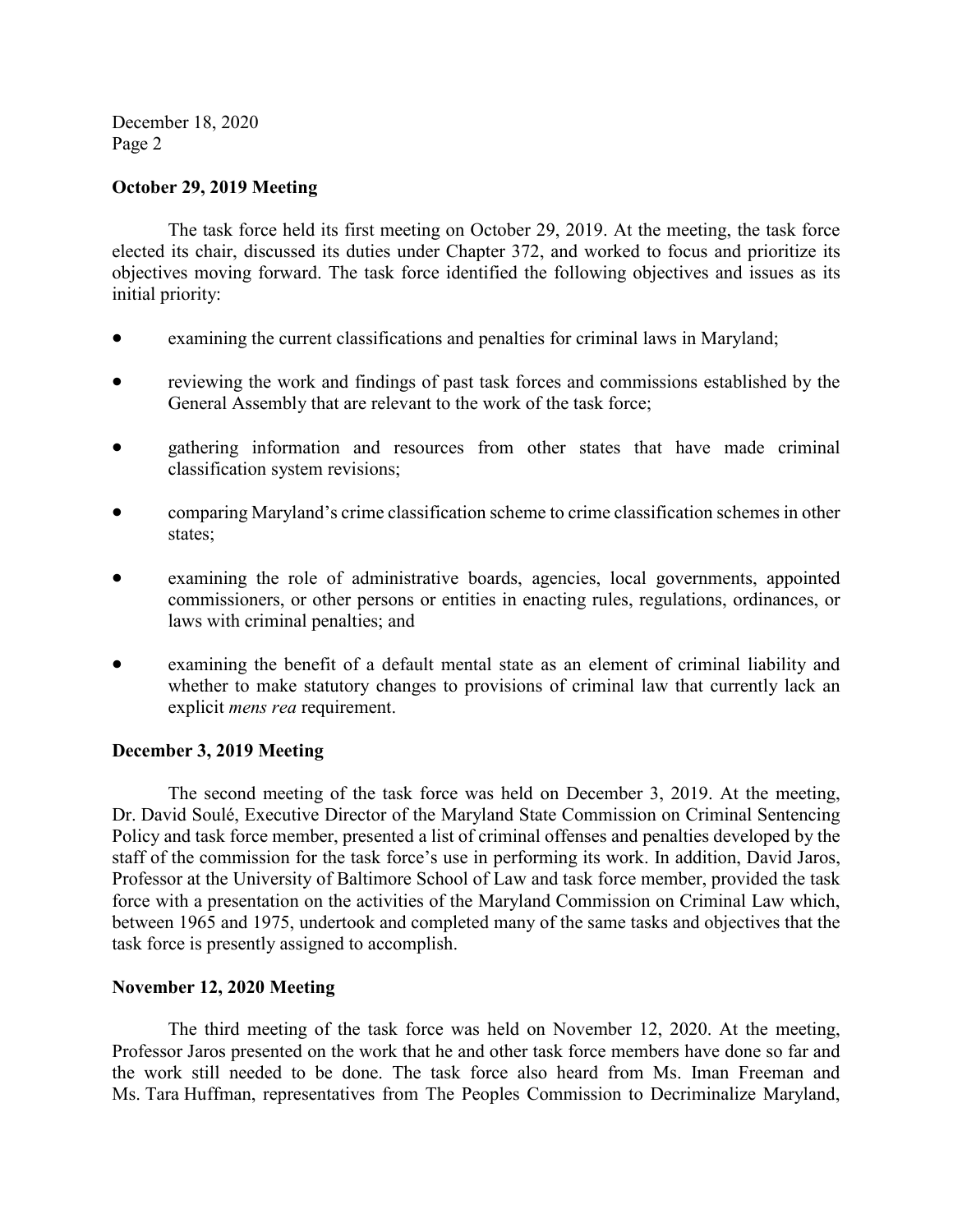**October 29, 2019 Meeting**

The task force held its first meeting on October 29, 2019. At the meeting, the task force elected its chair, discussed its duties under Chapter 372, and worked to focus and prioritize its objectives moving forward. The task force identified the following objectives and issues as its initial priority:

- examining the current classifications and penalties for criminal laws in Maryland;
- reviewing the work and findings of past task forces and commissions established by the General Assembly that are relevant to the work of the task force;
- gathering information and resources from other states that have made criminal classification system revisions;
- comparing Maryland's crime classification scheme to crime classification schemes in other states;
- examining the role of administrative boards, agencies, local governments, appointed commissioners, or other persons or entities in enacting rules, regulations, ordinances, or laws with criminal penalties; and
- examining the benefit of a default mental state as an element of criminal liability and whether to make statutory changes to provisions of criminal law that currently lack an explicit *mens rea* requirement.

**December 3, 2019 Meeting**

The second meeting of the task force was held on December 3, 2019. At the meeting, Dr. David Soulé, Executive Director of the Maryland State Commission on Criminal Sentencing Policy and task force member, presented a list of criminal offenses and penalties developed by the staff of the commission for the task force's use in performing its work. In addition, David Jaros, Professor at the University of Baltimore School of Law and task force member, provided the task force with a presentation on the activities of the Maryland Commission on Criminal Law which, between 1965 and 1975, undertook and completed many of the same tasks and objectives that the task force is presently assigned to accomplish.

**November 12, 2020 Meeting**

The third meeting of the task force was held on November 12, 2020. At the meeting, Professor Jaros presented on the work that he and other task force members have done so far and the work still needed to be done. The task force also heard from Ms. Iman Freeman and Ms. Tara Huffman, representatives from The Peoples Commission to Decriminalize Maryland,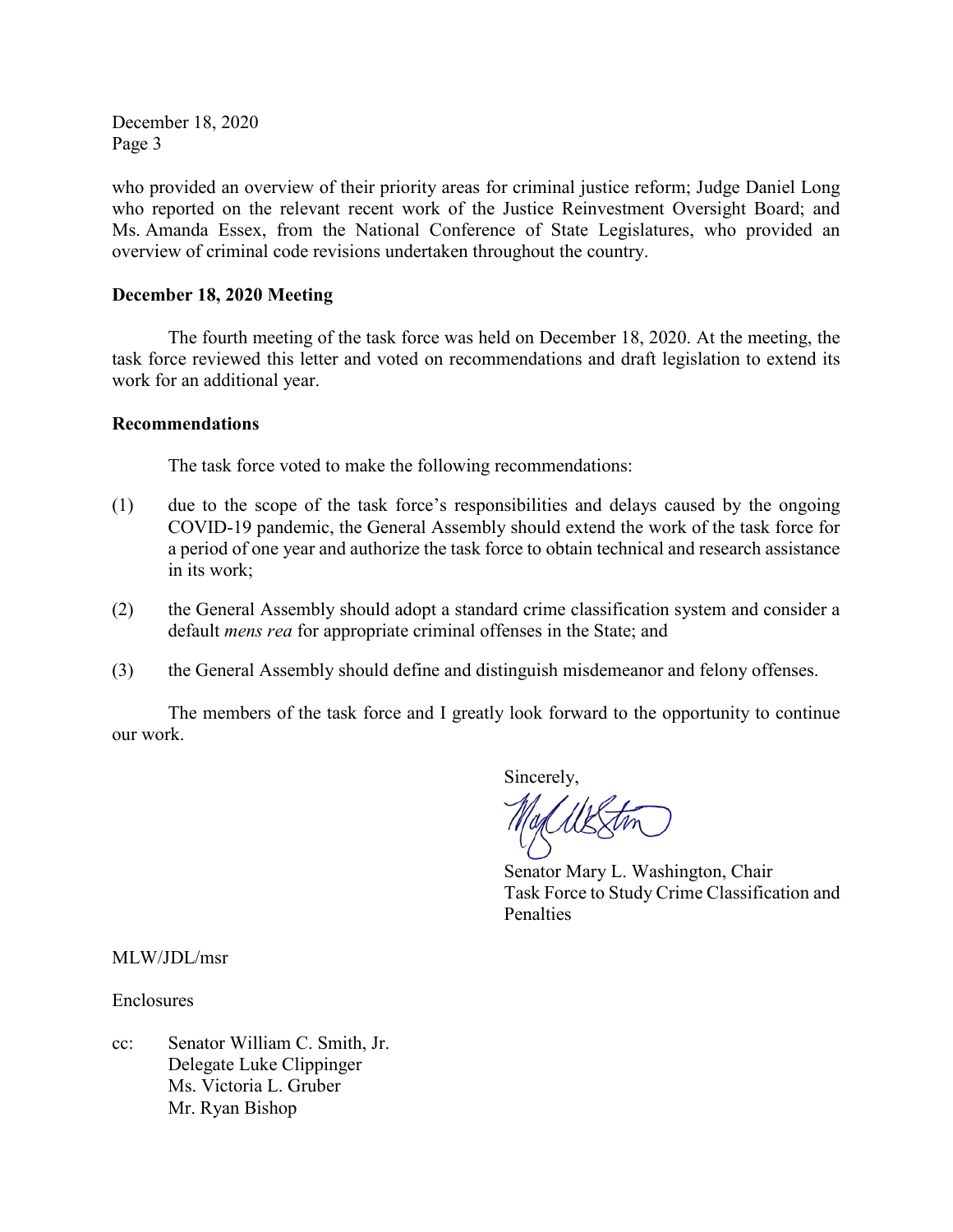who provided an overview of their priority areas for criminal justice reform; Judge Daniel Long who reported on the relevant recent work of the Justice Reinvestment Oversight Board; and Ms. Amanda Essex, from the National Conference of State Legislatures, who provided an overview of criminal code revisions undertaken throughout the country.

**December 18, 2020 Meeting**

The fourth meeting of the task force was held on December 18, 2020. At the meeting, the task force reviewed this letter and voted on recommendations and draft legislation to extend its work for an additional year.

**Recommendations**

The task force voted to make the following recommendations:

(1) due to the scope of the task force's responsibilities and delays caused by the ongoing COVID-19 pandemic, the General Assembly should extend the work of the task force for a period of one year and authorize the task force to obtain technical and research assistance in its work;

(2) the General Assembly should adopt a standard crime classification system and consider a default *mens rea* for appropriate criminal offenses in the State; and

(3) the General Assembly should define and distinguish misdemeanor and felony offenses.

The members of the task force and I greatly look forward to the opportunity to continue our work.

Sincerely,

Senator Mary L. Washington, Chair
Task Force to Study Crime Classification and Penalties

MLW/JDL/msr

Enclosures

cc: Senator William C. Smith, Jr.
Delegate Luke Clippinger
Ms. Victoria L. Gruber
Mr. Ryan Bishop